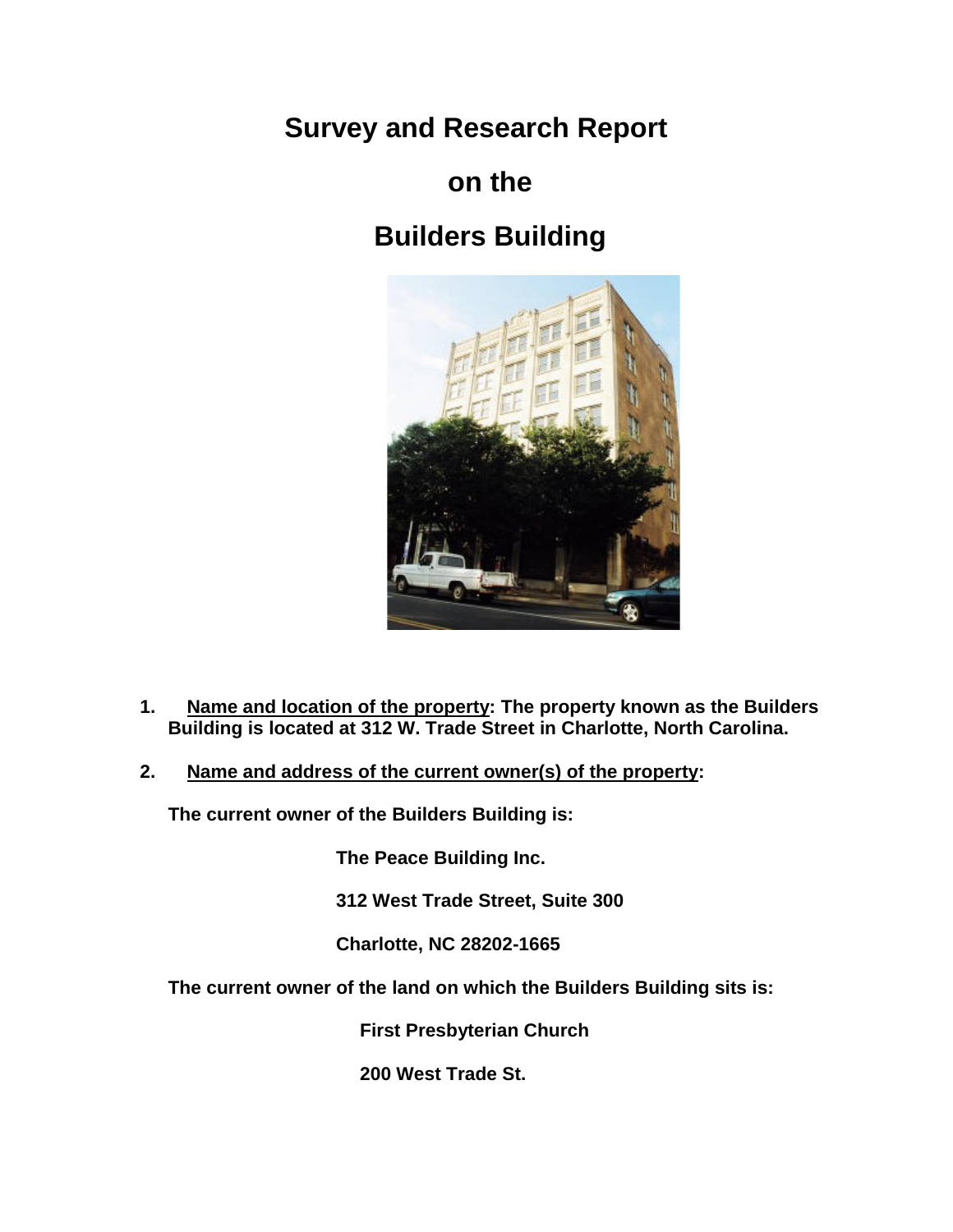# Survey and Research Report

# on the

# Builders Building

1. **Name and location of the property: The property known as the Builders Building is located at 312 W. Trade Street in Charlotte, North Carolina.**

2. **Name and address of the current owner(s) of the property:**

**The current owner of the Builders Building is:**

**The Peace Building Inc.**

**312 West Trade Street, Suite 300**

**Charlotte, NC 28202-1665**

**The current owner of the land on which the Builders Building sits is:**

**First Presbyterian Church**

**200 West Trade St.**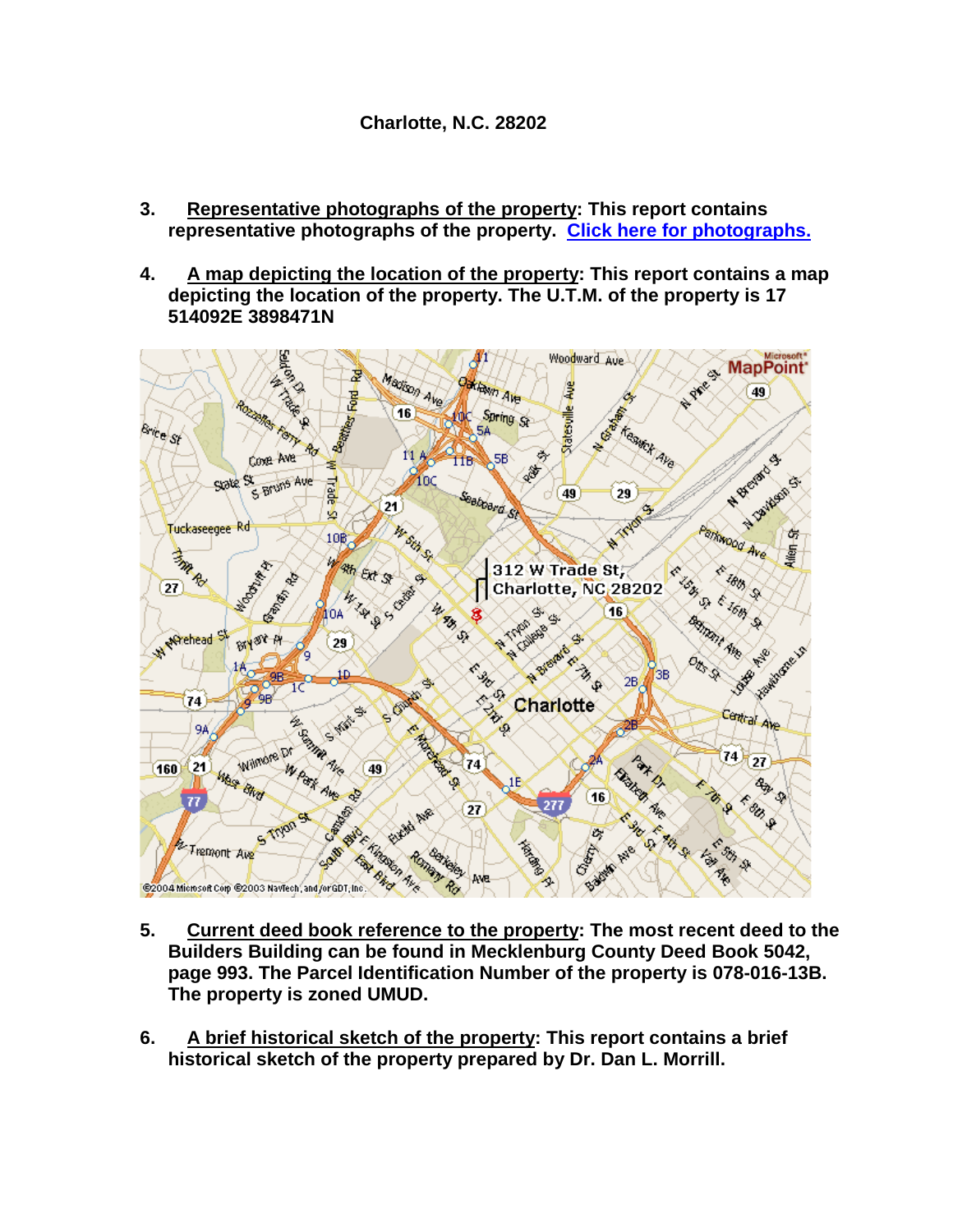Charlotte, N.C. 28202

3. Representative photographs of the property: This report contains representative photographs of the property. Click here for photographs.

4. A map depicting the location of the property: This report contains a map depicting the location of the property. The U.T.M. of the property is 17 514092E 3898471N

5. Current deed book reference to the property: The most recent deed to the Builders Building can be found in Mecklenburg County Deed Book 5042, page 993. The Parcel Identification Number of the property is 078-016-13B. The property is zoned UMUD.

6. A brief historical sketch of the property: This report contains a brief historical sketch of the property prepared by Dr. Dan L. Morrill.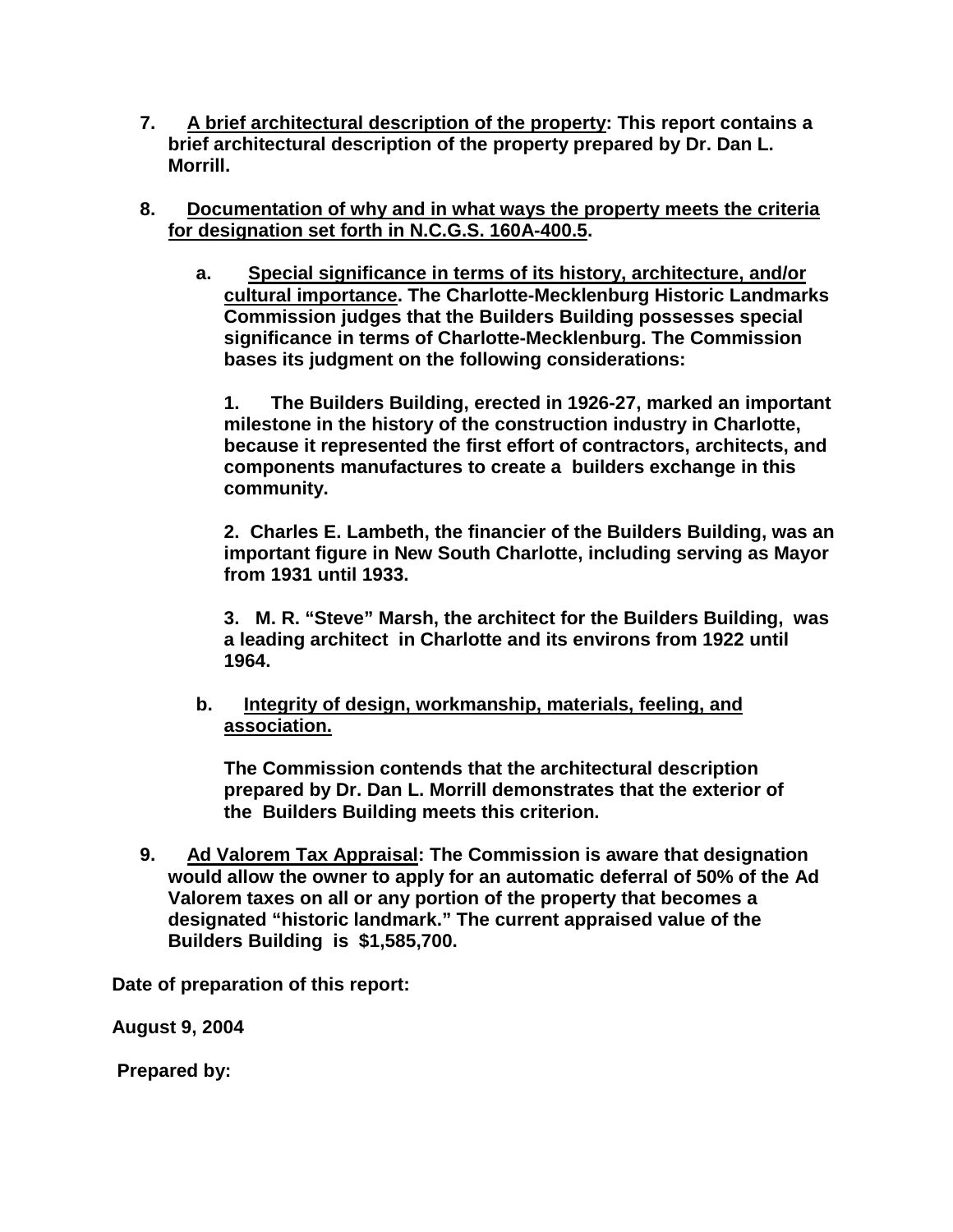**7. A brief architectural description of the property: This report contains a brief architectural description of the property prepared by Dr. Dan L. Morrill.**

**8. Documentation of why and in what ways the property meets the criteria for designation set forth in N.C.G.S. 160A-400.5.**

**a. Special significance in terms of its history, architecture, and/or cultural importance. The Charlotte-Mecklenburg Historic Landmarks Commission judges that the Builders Building possesses special significance in terms of Charlotte-Mecklenburg. The Commission bases its judgment on the following considerations:**

**1. The Builders Building, erected in 1926-27, marked an important milestone in the history of the construction industry in Charlotte, because it represented the first effort of contractors, architects, and components manufactures to create a builders exchange in this community.**

**2. Charles E. Lambeth, the financier of the Builders Building, was an important figure in New South Charlotte, including serving as Mayor from 1931 until 1933.**

**3. M. R. "Steve" Marsh, the architect for the Builders Building, was a leading architect in Charlotte and its environs from 1922 until 1964.**

**b. Integrity of design, workmanship, materials, feeling, and association.**

**The Commission contends that the architectural description prepared by Dr. Dan L. Morrill demonstrates that the exterior of the Builders Building meets this criterion.**

**9. Ad Valorem Tax Appraisal: The Commission is aware that designation would allow the owner to apply for an automatic deferral of 50% of the Ad Valorem taxes on all or any portion of the property that becomes a designated "historic landmark." The current appraised value of the Builders Building is $1,585,700.**

**Date of preparation of this report:**

**August 9, 2004**

**Prepared by:**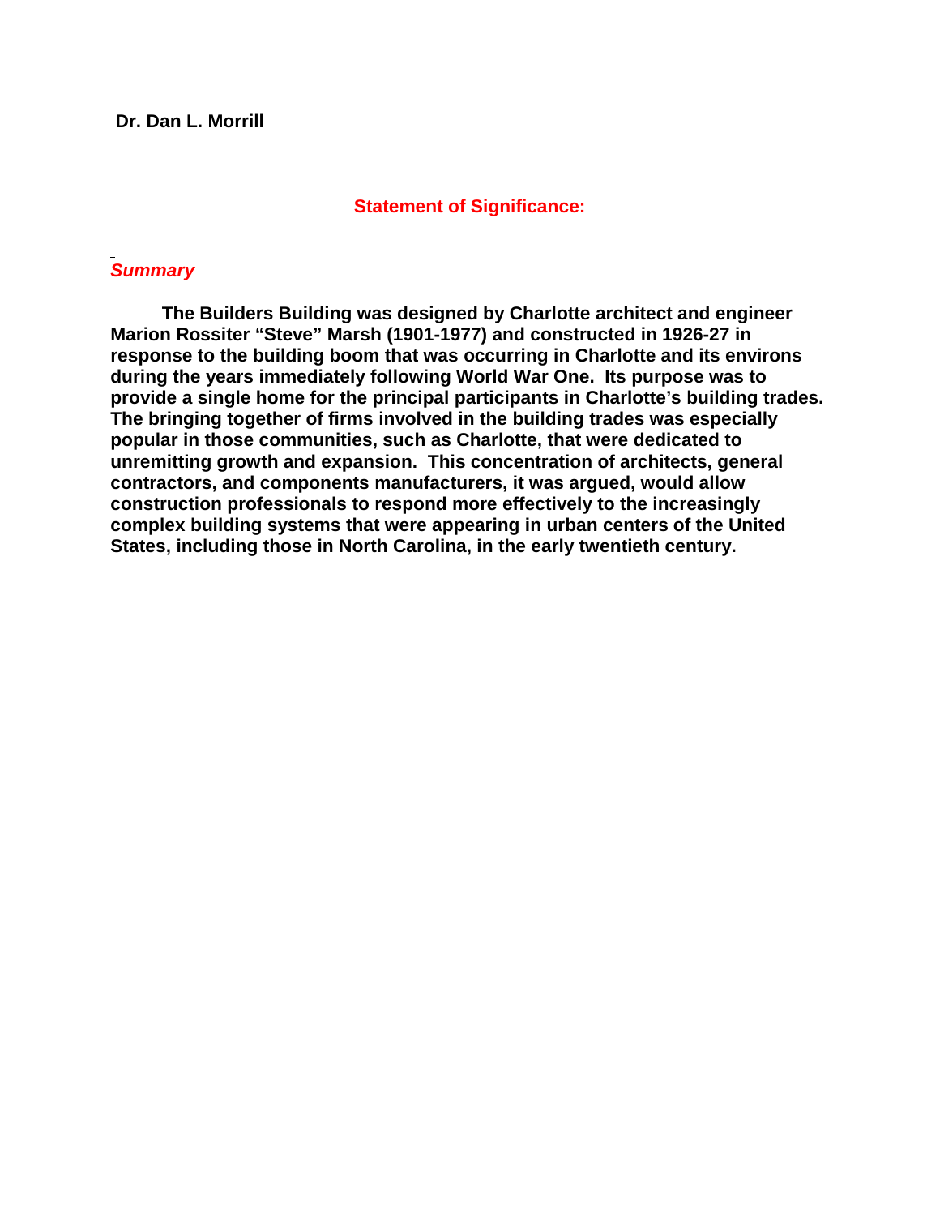**Dr. Dan L. Morrill**

## Statement of Significance:

### *Summary*

**The Builders Building was designed by Charlotte architect and engineer Marion Rossiter "Steve" Marsh (1901-1977) and constructed in 1926-27 in response to the building boom that was occurring in Charlotte and its environs during the years immediately following World War One. Its purpose was to provide a single home for the principal participants in Charlotte's building trades. The bringing together of firms involved in the building trades was especially popular in those communities, such as Charlotte, that were dedicated to unremitting growth and expansion. This concentration of architects, general contractors, and components manufacturers, it was argued, would allow construction professionals to respond more effectively to the increasingly complex building systems that were appearing in urban centers of the United States, including those in North Carolina, in the early twentieth century.**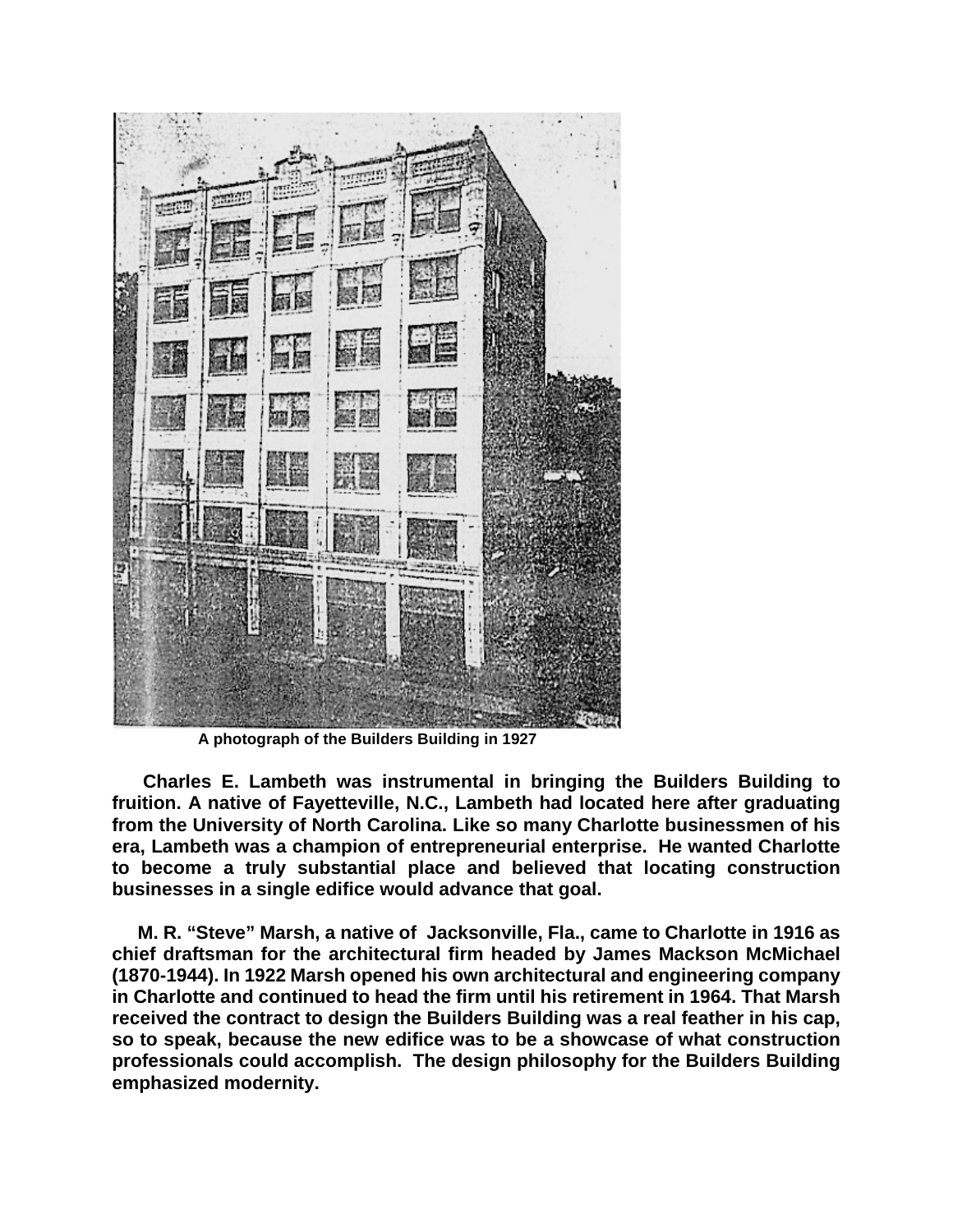**A photograph of the Builders Building in 1927**

**Charles E. Lambeth was instrumental in bringing the Builders Building to fruition. A native of Fayetteville, N.C., Lambeth had located here after graduating from the University of North Carolina. Like so many Charlotte businessmen of his era, Lambeth was a champion of entrepreneurial enterprise. He wanted Charlotte to become a truly substantial place and believed that locating construction businesses in a single edifice would advance that goal.**

**M. R. "Steve" Marsh, a native of Jacksonville, Fla., came to Charlotte in 1916 as chief draftsman for the architectural firm headed by James Mackson McMichael (1870-1944). In 1922 Marsh opened his own architectural and engineering company in Charlotte and continued to head the firm until his retirement in 1964. That Marsh received the contract to design the Builders Building was a real feather in his cap, so to speak, because the new edifice was to be a showcase of what construction professionals could accomplish. The design philosophy for the Builders Building emphasized modernity.**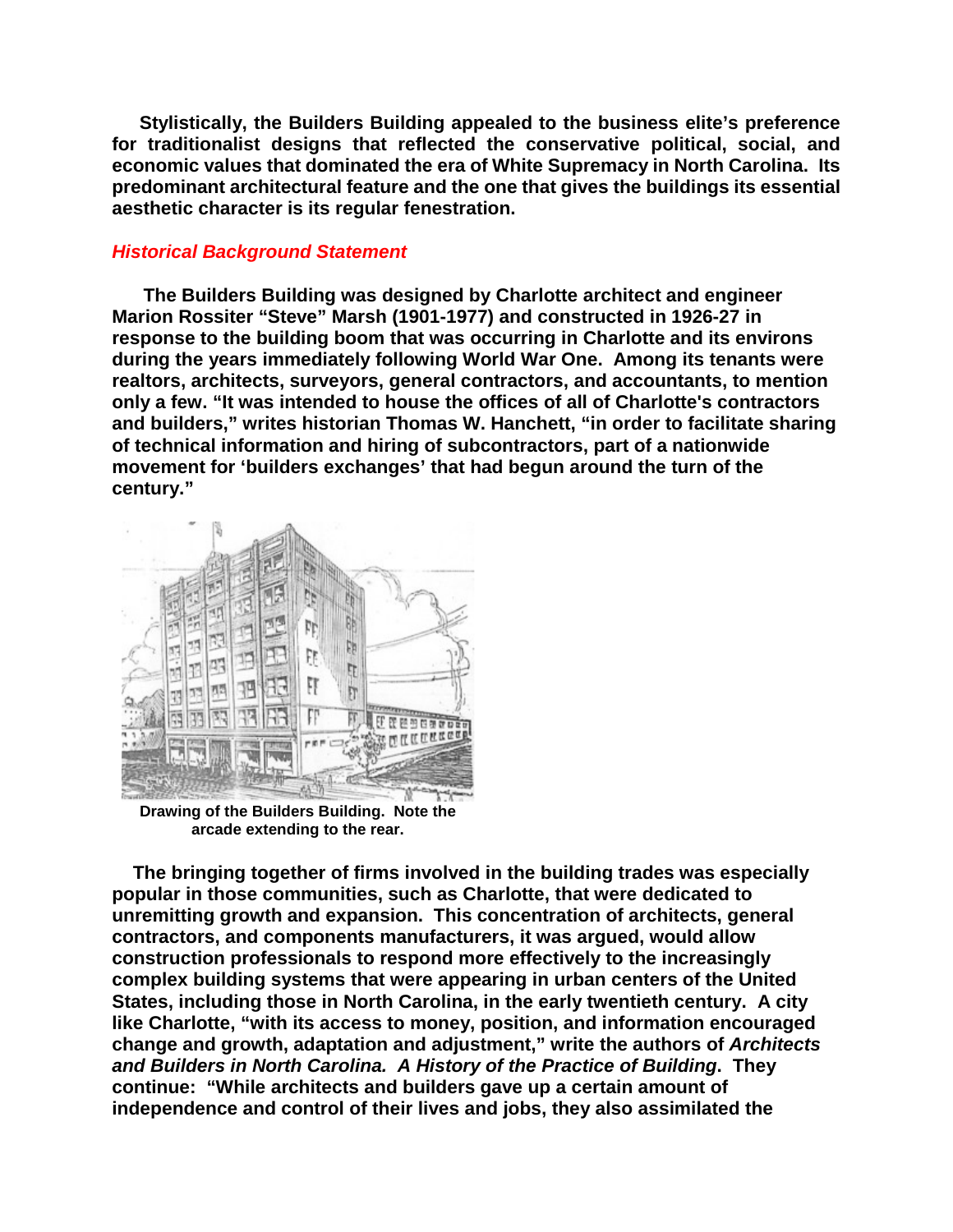**Stylistically, the Builders Building appealed to the business elite's preference for traditionalist designs that reflected the conservative political, social, and economic values that dominated the era of White Supremacy in North Carolina. Its predominant architectural feature and the one that gives the buildings its essential aesthetic character is its regular fenestration.**

### ***Historical Background Statement***

**The Builders Building was designed by Charlotte architect and engineer Marion Rossiter "Steve" Marsh (1901-1977) and constructed in 1926-27 in response to the building boom that was occurring in Charlotte and its environs during the years immediately following World War One. Among its tenants were realtors, architects, surveyors, general contractors, and accountants, to mention only a few. "It was intended to house the offices of all of Charlotte's contractors and builders," writes historian Thomas W. Hanchett, "in order to facilitate sharing of technical information and hiring of subcontractors, part of a nationwide movement for 'builders exchanges' that had begun around the turn of the century."**

**Drawing of the Builders Building. Note the arcade extending to the rear.**

**The bringing together of firms involved in the building trades was especially popular in those communities, such as Charlotte, that were dedicated to unremitting growth and expansion. This concentration of architects, general contractors, and components manufacturers, it was argued, would allow construction professionals to respond more effectively to the increasingly complex building systems that were appearing in urban centers of the United States, including those in North Carolina, in the early twentieth century. A city like Charlotte, "with its access to money, position, and information encouraged change and growth, adaptation and adjustment," write the authors of *Architects and Builders in North Carolina. A History of the Practice of Building*. They continue: "While architects and builders gave up a certain amount of independence and control of their lives and jobs, they also assimilated the**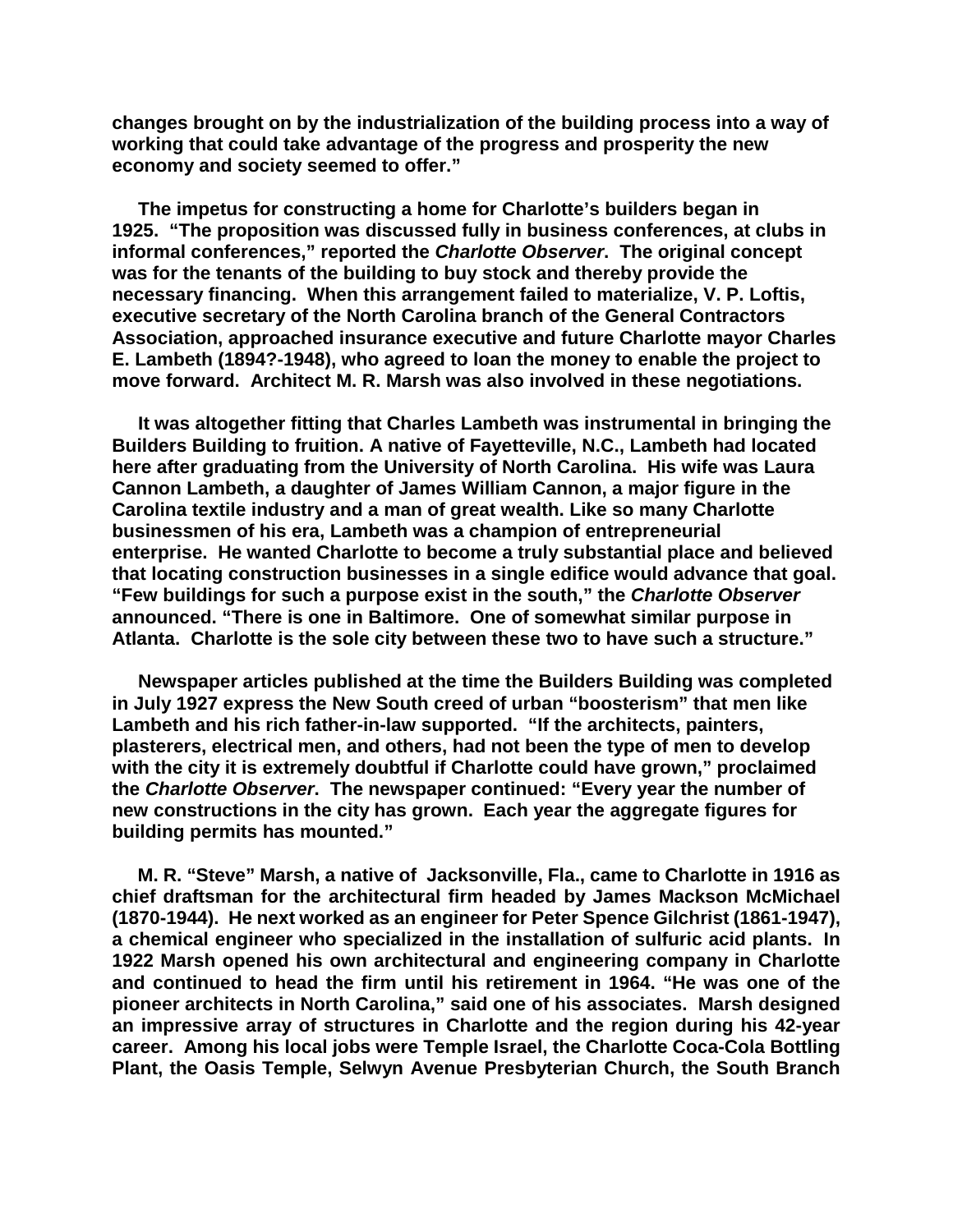changes brought on by the industrialization of the building process into a way of working that could take advantage of the progress and prosperity the new economy and society seemed to offer."

The impetus for constructing a home for Charlotte's builders began in 1925. "The proposition was discussed fully in business conferences, at clubs in informal conferences," reported the *Charlotte Observer*. The original concept was for the tenants of the building to buy stock and thereby provide the necessary financing. When this arrangement failed to materialize, V. P. Loftis, executive secretary of the North Carolina branch of the General Contractors Association, approached insurance executive and future Charlotte mayor Charles E. Lambeth (1894?-1948), who agreed to loan the money to enable the project to move forward. Architect M. R. Marsh was also involved in these negotiations.

It was altogether fitting that Charles Lambeth was instrumental in bringing the Builders Building to fruition. A native of Fayetteville, N.C., Lambeth had located here after graduating from the University of North Carolina. His wife was Laura Cannon Lambeth, a daughter of James William Cannon, a major figure in the Carolina textile industry and a man of great wealth. Like so many Charlotte businessmen of his era, Lambeth was a champion of entrepreneurial enterprise. He wanted Charlotte to become a truly substantial place and believed that locating construction businesses in a single edifice would advance that goal. "Few buildings for such a purpose exist in the south," the *Charlotte Observer* announced. "There is one in Baltimore. One of somewhat similar purpose in Atlanta. Charlotte is the sole city between these two to have such a structure."

Newspaper articles published at the time the Builders Building was completed in July 1927 express the New South creed of urban "boosterism" that men like Lambeth and his rich father-in-law supported. "If the architects, painters, plasterers, electrical men, and others, had not been the type of men to develop with the city it is extremely doubtful if Charlotte could have grown," proclaimed the *Charlotte Observer*. The newspaper continued: "Every year the number of new constructions in the city has grown. Each year the aggregate figures for building permits has mounted."

M. R. "Steve" Marsh, a native of Jacksonville, Fla., came to Charlotte in 1916 as chief draftsman for the architectural firm headed by James Mackson McMichael (1870-1944). He next worked as an engineer for Peter Spence Gilchrist (1861-1947), a chemical engineer who specialized in the installation of sulfuric acid plants. In 1922 Marsh opened his own architectural and engineering company in Charlotte and continued to head the firm until his retirement in 1964. "He was one of the pioneer architects in North Carolina," said one of his associates. Marsh designed an impressive array of structures in Charlotte and the region during his 42-year career. Among his local jobs were Temple Israel, the Charlotte Coca-Cola Bottling Plant, the Oasis Temple, Selwyn Avenue Presbyterian Church, the South Branch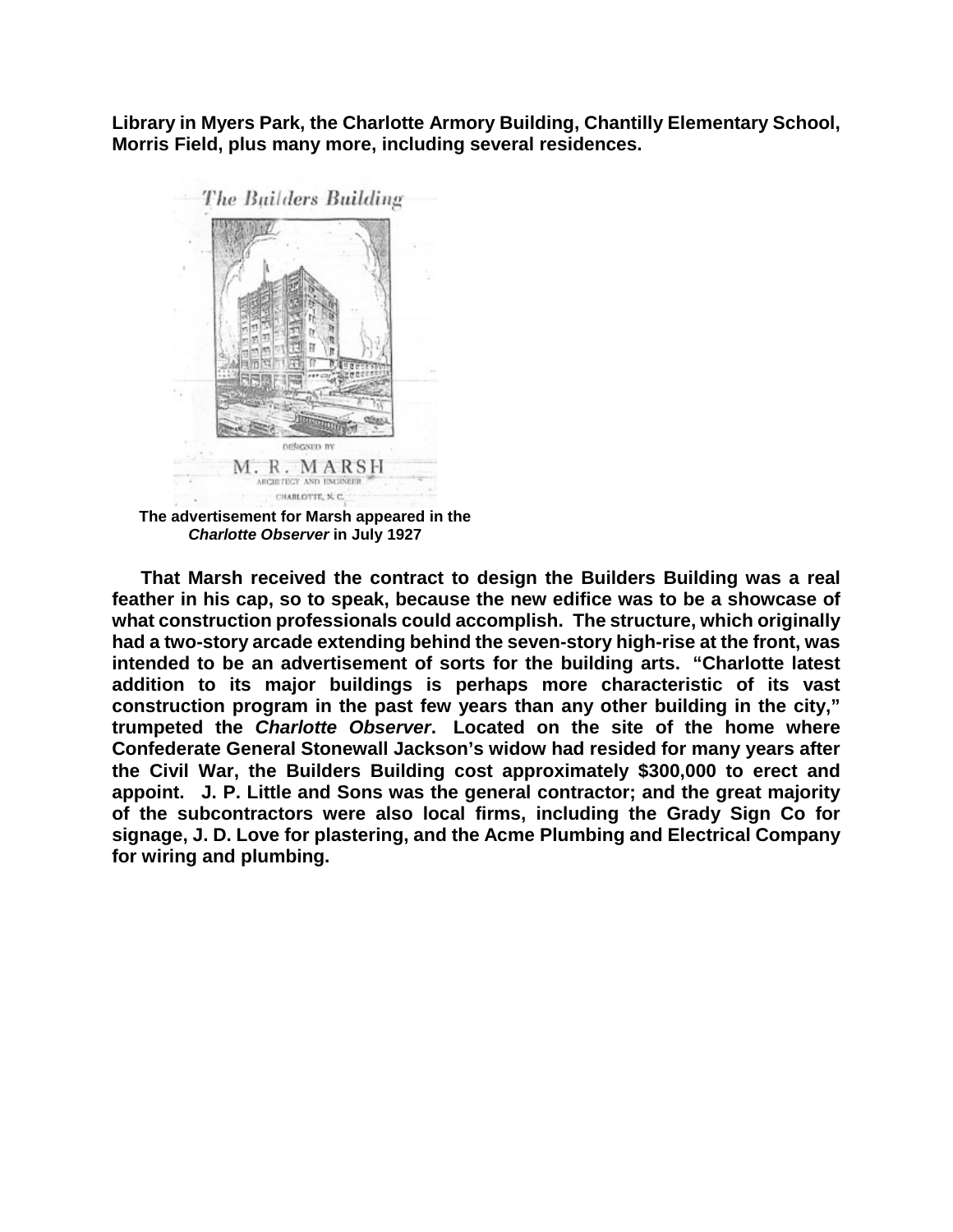**Library in Myers Park, the Charlotte Armory Building, Chantilly Elementary School, Morris Field, plus many more, including several residences.**

**The advertisement for Marsh appeared in the *Charlotte Observer* in July 1927**

**That Marsh received the contract to design the Builders Building was a real feather in his cap, so to speak, because the new edifice was to be a showcase of what construction professionals could accomplish. The structure, which originally had a two-story arcade extending behind the seven-story high-rise at the front, was intended to be an advertisement of sorts for the building arts. "Charlotte latest addition to its major buildings is perhaps more characteristic of its vast construction program in the past few years than any other building in the city," trumpeted the *Charlotte Observer*. Located on the site of the home where Confederate General Stonewall Jackson's widow had resided for many years after the Civil War, the Builders Building cost approximately $300,000 to erect and appoint. J. P. Little and Sons was the general contractor; and the great majority of the subcontractors were also local firms, including the Grady Sign Co for signage, J. D. Love for plastering, and the Acme Plumbing and Electrical Company for wiring and plumbing.**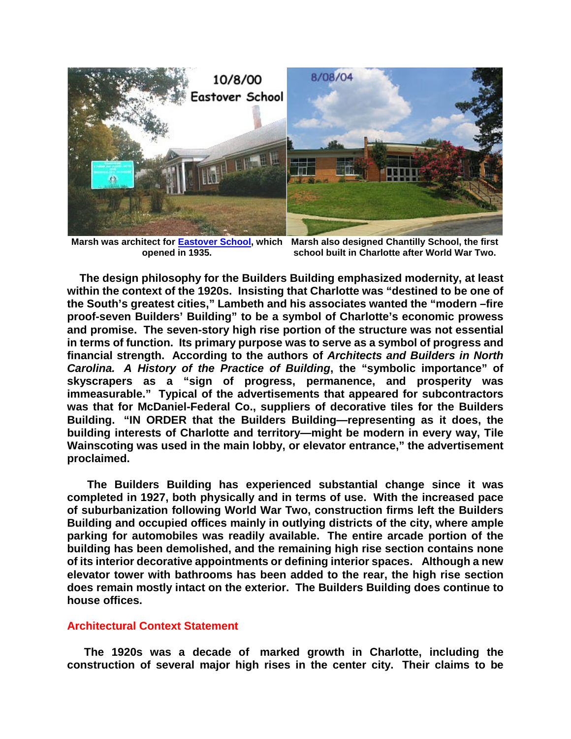Marsh was architect for Eastover School, which opened in 1935.

Marsh also designed Chantilly School, the first school built in Charlotte after World War Two.

The design philosophy for the Builders Building emphasized modernity, at least within the context of the 1920s. Insisting that Charlotte was "destined to be one of the South's greatest cities," Lambeth and his associates wanted the "modern –fire proof-seven Builders' Building" to be a symbol of Charlotte's economic prowess and promise. The seven-story high rise portion of the structure was not essential in terms of function. Its primary purpose was to serve as a symbol of progress and financial strength. According to the authors of *Architects and Builders in North Carolina. A History of the Practice of Building*, the "symbolic importance" of skyscrapers as a "sign of progress, permanence, and prosperity was immeasurable." Typical of the advertisements that appeared for subcontractors was that for McDaniel-Federal Co., suppliers of decorative tiles for the Builders Building. "IN ORDER that the Builders Building—representing as it does, the building interests of Charlotte and territory—might be modern in every way, Tile Wainscoting was used in the main lobby, or elevator entrance," the advertisement proclaimed.

The Builders Building has experienced substantial change since it was completed in 1927, both physically and in terms of use. With the increased pace of suburbanization following World War Two, construction firms left the Builders Building and occupied offices mainly in outlying districts of the city, where ample parking for automobiles was readily available. The entire arcade portion of the building has been demolished, and the remaining high rise section contains none of its interior decorative appointments or defining interior spaces. Although a new elevator tower with bathrooms has been added to the rear, the high rise section does remain mostly intact on the exterior. The Builders Building does continue to house offices.

## Architectural Context Statement

The 1920s was a decade of marked growth in Charlotte, including the construction of several major high rises in the center city. Their claims to be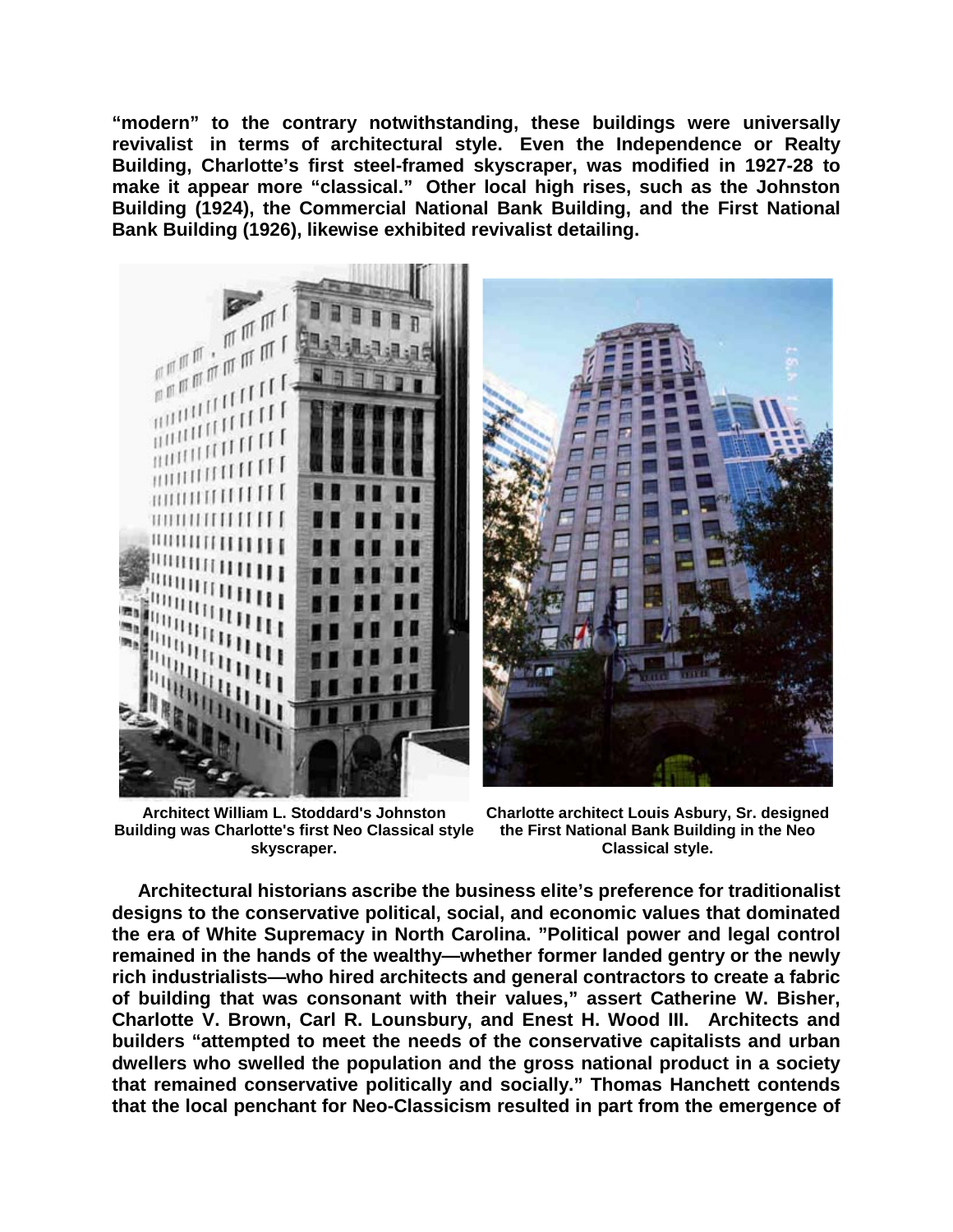**"modern" to the contrary notwithstanding, these buildings were universally revivalist in terms of architectural style. Even the Independence or Realty Building, Charlotte's first steel-framed skyscraper, was modified in 1927-28 to make it appear more "classical." Other local high rises, such as the Johnston Building (1924), the Commercial National Bank Building, and the First National Bank Building (1926), likewise exhibited revivalist detailing.**

**Architect William L. Stoddard's Johnston Building was Charlotte's first Neo Classical style skyscraper.**

**Charlotte architect Louis Asbury, Sr. designed the First National Bank Building in the Neo Classical style.**

**Architectural historians ascribe the business elite's preference for traditionalist designs to the conservative political, social, and economic values that dominated the era of White Supremacy in North Carolina. "Political power and legal control remained in the hands of the wealthy—whether former landed gentry or the newly rich industrialists—who hired architects and general contractors to create a fabric of building that was consonant with their values," assert Catherine W. Bisher, Charlotte V. Brown, Carl R. Lounsbury, and Enest H. Wood III. Architects and builders "attempted to meet the needs of the conservative capitalists and urban dwellers who swelled the population and the gross national product in a society that remained conservative politically and socially." Thomas Hanchett contends that the local penchant for Neo-Classicism resulted in part from the emergence of**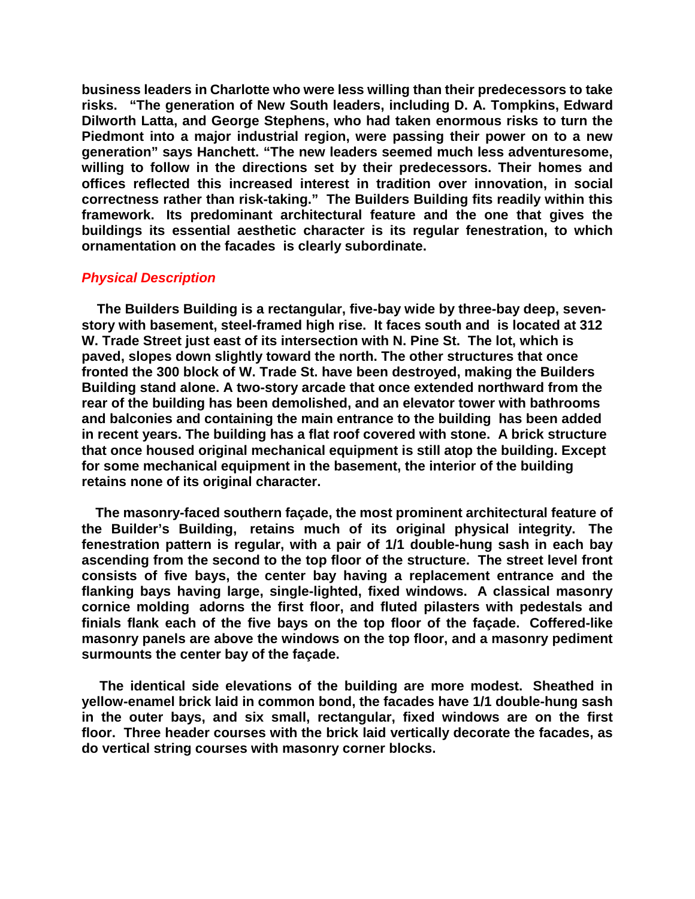**business leaders in Charlotte who were less willing than their predecessors to take risks. "The generation of New South leaders, including D. A. Tompkins, Edward Dilworth Latta, and George Stephens, who had taken enormous risks to turn the Piedmont into a major industrial region, were passing their power on to a new generation" says Hanchett. "The new leaders seemed much less adventuresome, willing to follow in the directions set by their predecessors. Their homes and offices reflected this increased interest in tradition over innovation, in social correctness rather than risk-taking." The Builders Building fits readily within this framework. Its predominant architectural feature and the one that gives the buildings its essential aesthetic character is its regular fenestration, to which ornamentation on the facades is clearly subordinate.**

## *Physical Description*

**The Builders Building is a rectangular, five-bay wide by three-bay deep, seven-story with basement, steel-framed high rise. It faces south and is located at 312 W. Trade Street just east of its intersection with N. Pine St. The lot, which is paved, slopes down slightly toward the north. The other structures that once fronted the 300 block of W. Trade St. have been destroyed, making the Builders Building stand alone. A two-story arcade that once extended northward from the rear of the building has been demolished, and an elevator tower with bathrooms and balconies and containing the main entrance to the building has been added in recent years. The building has a flat roof covered with stone. A brick structure that once housed original mechanical equipment is still atop the building. Except for some mechanical equipment in the basement, the interior of the building retains none of its original character.**

**The masonry-faced southern façade, the most prominent architectural feature of the Builder's Building, retains much of its original physical integrity. The fenestration pattern is regular, with a pair of 1/1 double-hung sash in each bay ascending from the second to the top floor of the structure. The street level front consists of five bays, the center bay having a replacement entrance and the flanking bays having large, single-lighted, fixed windows. A classical masonry cornice molding adorns the first floor, and fluted pilasters with pedestals and finials flank each of the five bays on the top floor of the façade. Coffered-like masonry panels are above the windows on the top floor, and a masonry pediment surmounts the center bay of the façade.**

**The identical side elevations of the building are more modest. Sheathed in yellow-enamel brick laid in common bond, the facades have 1/1 double-hung sash in the outer bays, and six small, rectangular, fixed windows are on the first floor. Three header courses with the brick laid vertically decorate the facades, as do vertical string courses with masonry corner blocks.**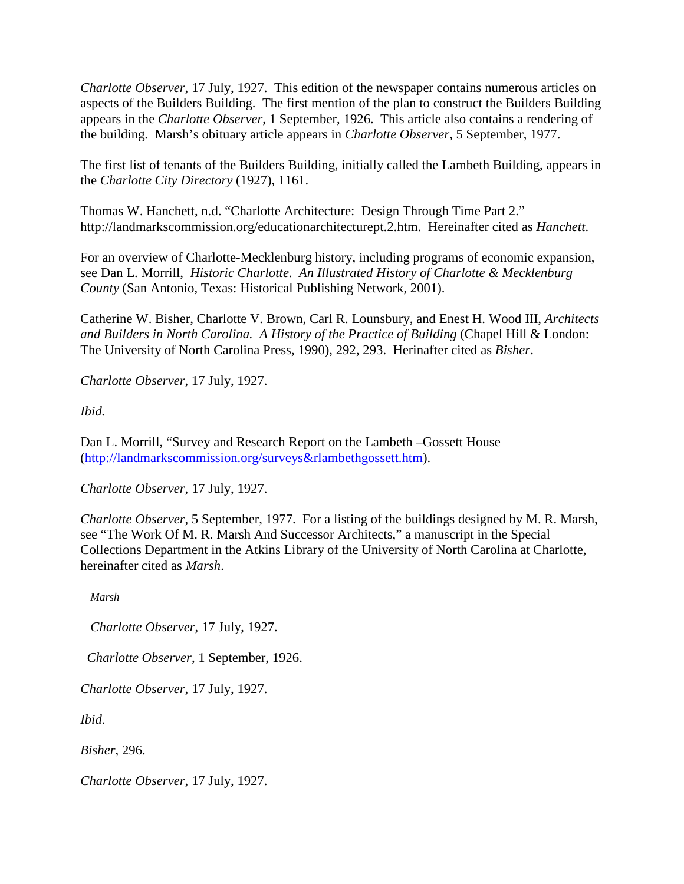*Charlotte Observer*, 17 July, 1927. This edition of the newspaper contains numerous articles on aspects of the Builders Building. The first mention of the plan to construct the Builders Building appears in the *Charlotte Observer*, 1 September, 1926. This article also contains a rendering of the building. Marsh's obituary article appears in *Charlotte Observer*, 5 September, 1977.

The first list of tenants of the Builders Building, initially called the Lambeth Building, appears in the *Charlotte City Directory* (1927), 1161.

Thomas W. Hanchett, n.d. "Charlotte Architecture: Design Through Time Part 2." http://landmarkscommission.org/educationarchitecturept.2.htm. Hereinafter cited as *Hanchett*.

For an overview of Charlotte-Mecklenburg history, including programs of economic expansion, see Dan L. Morrill, *Historic Charlotte. An Illustrated History of Charlotte & Mecklenburg County* (San Antonio, Texas: Historical Publishing Network, 2001).

Catherine W. Bisher, Charlotte V. Brown, Carl R. Lounsbury, and Enest H. Wood III, *Architects and Builders in North Carolina. A History of the Practice of Building* (Chapel Hill & London: The University of North Carolina Press, 1990), 292, 293. Herinafter cited as *Bisher*.

*Charlotte Observer*, 17 July, 1927.

*Ibid.*

Dan L. Morrill, "Survey and Research Report on the Lambeth –Gossett House (http://landmarkscommission.org/surveys&rlambethgossett.htm).

*Charlotte Observer*, 17 July, 1927.

*Charlotte Observer*, 5 September, 1977. For a listing of the buildings designed by M. R. Marsh, see "The Work Of M. R. Marsh And Successor Architects," a manuscript in the Special Collections Department in the Atkins Library of the University of North Carolina at Charlotte, hereinafter cited as *Marsh*.

*Marsh*

*Charlotte Observer*, 17 July, 1927.

*Charlotte Observer*, 1 September, 1926.

*Charlotte Observer*, 17 July, 1927.

*Ibid*.

*Bisher*, 296.

*Charlotte Observer*, 17 July, 1927.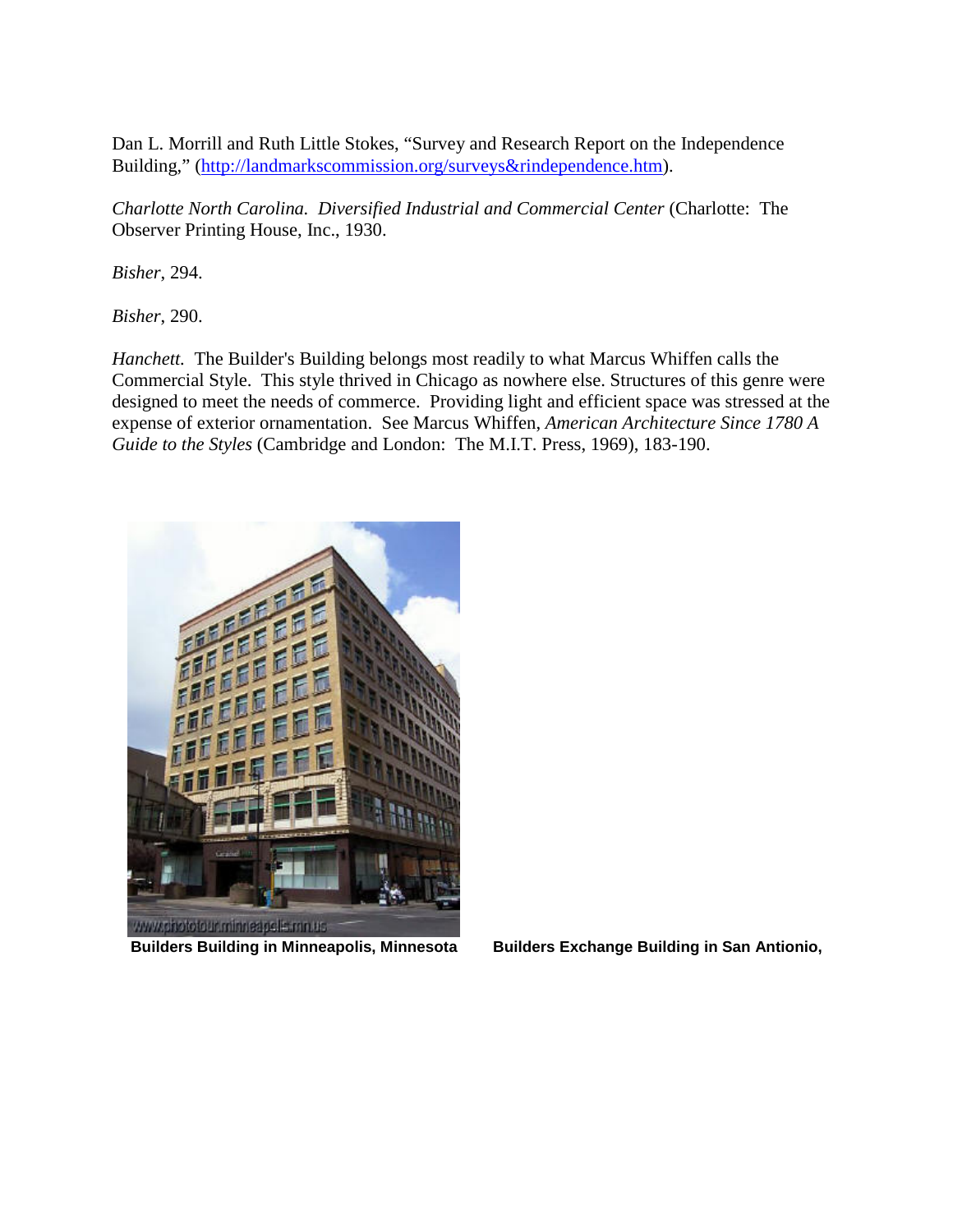Dan L. Morrill and Ruth Little Stokes, "Survey and Research Report on the Independence Building," (http://landmarkscommission.org/surveys&rindependence.htm).

*Charlotte North Carolina. Diversified Industrial and Commercial Center* (Charlotte: The Observer Printing House, Inc., 1930.

*Bisher*, 294.

*Bisher*, 290.

*Hanchett.* The Builder's Building belongs most readily to what Marcus Whiffen calls the Commercial Style. This style thrived in Chicago as nowhere else. Structures of this genre were designed to meet the needs of commerce. Providing light and efficient space was stressed at the expense of exterior ornamentation. See Marcus Whiffen, *American Architecture Since 1780 A Guide to the Styles* (Cambridge and London: The M.I.T. Press, 1969), 183-190.

**Builders Building in Minneapolis, Minnesota**

**Builders Exchange Building in San Antionio,**